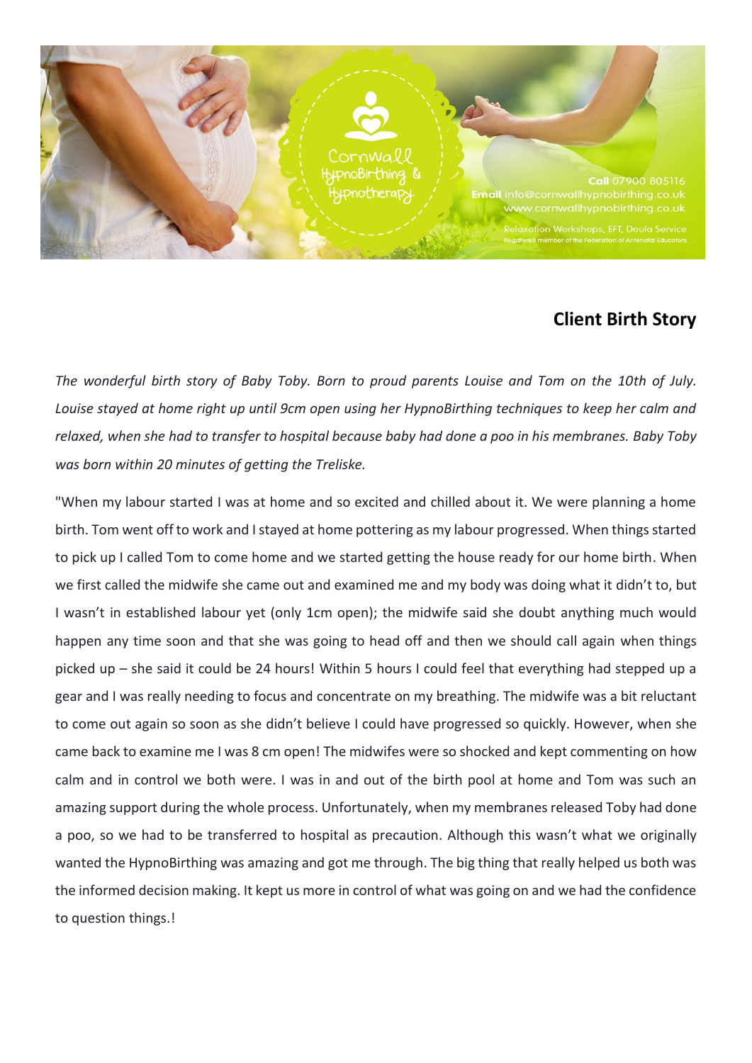Cornwall HypnoBirthing & Hypnotherapy

**Call** 07900 805116
**Email** info@cornwallhypnobirthing.co.uk
www.cornwallhypnobirthing.co.uk

Relaxation Workshops, EFT, Doula Service
Registered member of the Federation of Antenatal Educators

## Client Birth Story

*The wonderful birth story of Baby Toby. Born to proud parents Louise and Tom on the 10th of July. Louise stayed at home right up until 9cm open using her HypnoBirthing techniques to keep her calm and relaxed, when she had to transfer to hospital because baby had done a poo in his membranes. Baby Toby was born within 20 minutes of getting the Treliske.*

"When my labour started I was at home and so excited and chilled about it. We were planning a home birth. Tom went off to work and I stayed at home pottering as my labour progressed. When things started to pick up I called Tom to come home and we started getting the house ready for our home birth. When we first called the midwife she came out and examined me and my body was doing what it didn't to, but I wasn't in established labour yet (only 1cm open); the midwife said she doubt anything much would happen any time soon and that she was going to head off and then we should call again when things picked up – she said it could be 24 hours! Within 5 hours I could feel that everything had stepped up a gear and I was really needing to focus and concentrate on my breathing. The midwife was a bit reluctant to come out again so soon as she didn't believe I could have progressed so quickly. However, when she came back to examine me I was 8 cm open! The midwifes were so shocked and kept commenting on how calm and in control we both were. I was in and out of the birth pool at home and Tom was such an amazing support during the whole process. Unfortunately, when my membranes released Toby had done a poo, so we had to be transferred to hospital as precaution. Although this wasn't what we originally wanted the HypnoBirthing was amazing and got me through. The big thing that really helped us both was the informed decision making. It kept us more in control of what was going on and we had the confidence to question things.!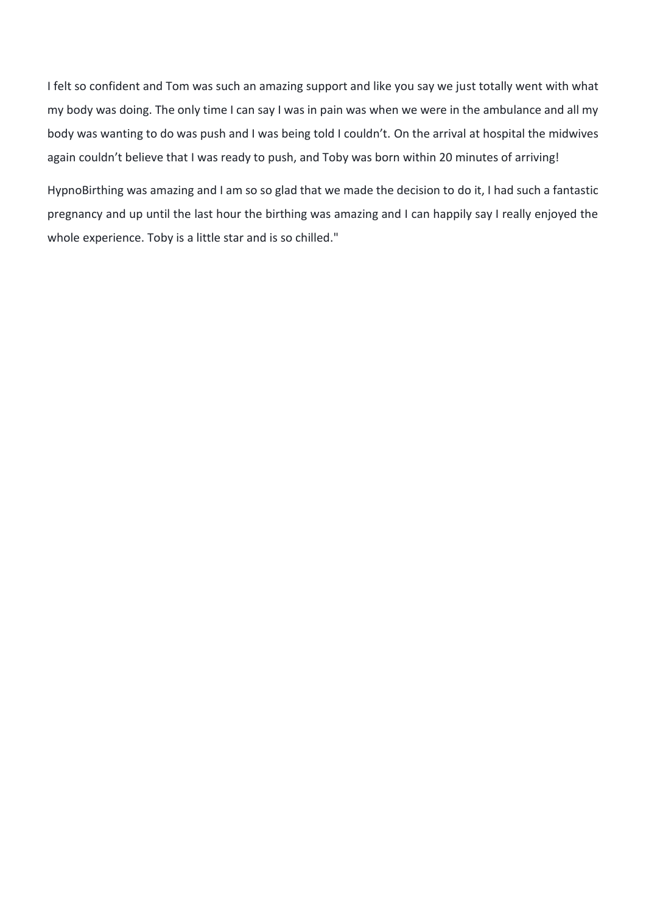I felt so confident and Tom was such an amazing support and like you say we just totally went with what my body was doing. The only time I can say I was in pain was when we were in the ambulance and all my body was wanting to do was push and I was being told I couldn't. On the arrival at hospital the midwives again couldn't believe that I was ready to push, and Toby was born within 20 minutes of arriving!

HypnoBirthing was amazing and I am so so glad that we made the decision to do it, I had such a fantastic pregnancy and up until the last hour the birthing was amazing and I can happily say I really enjoyed the whole experience. Toby is a little star and is so chilled."